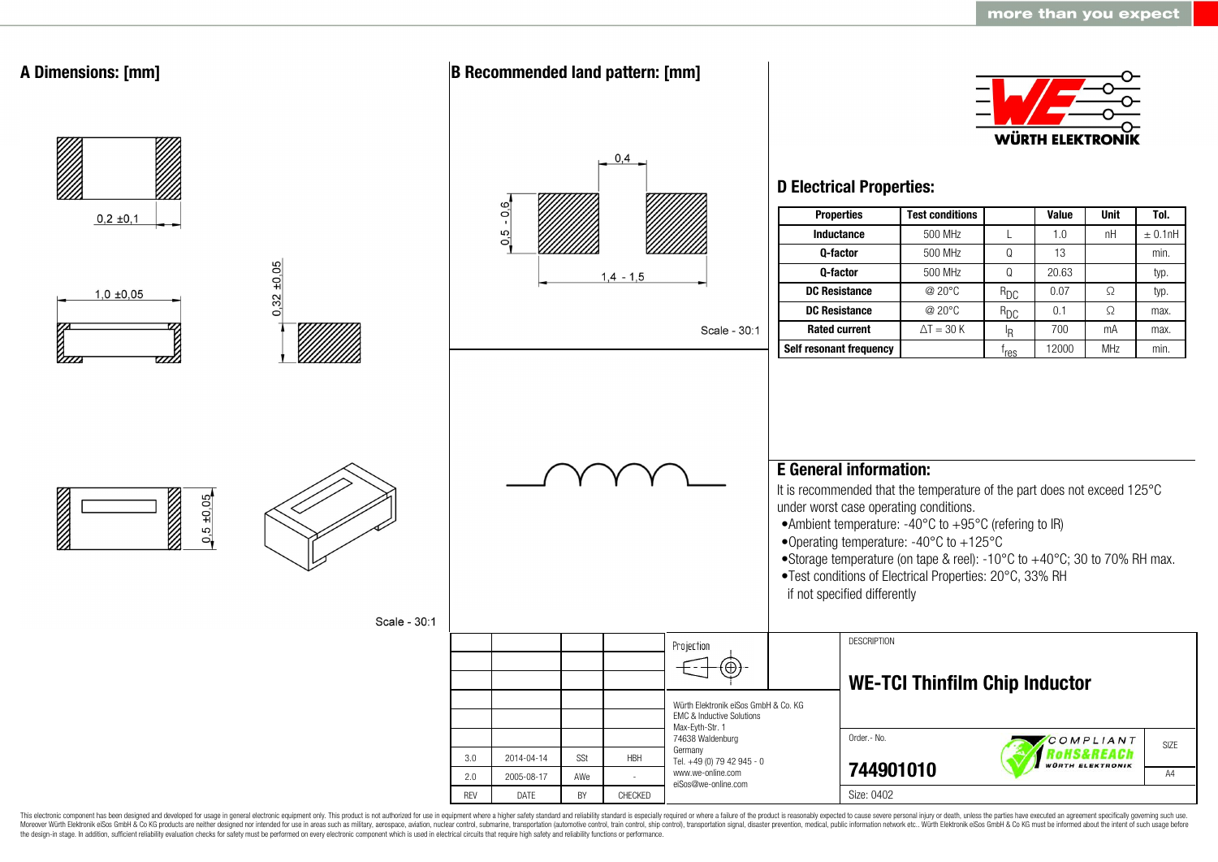more than you expect

## A Dimensions: [mm]

0,2 ±0,1

1,0 ±0,05

0,32 ±0,05

0,5 ±0,05

Scale - 30:1

## B Recommended land pattern: [mm]

0,4

0,5 - 0,6

1,4 - 1,5

Scale - 30:1

WÜRTH ELEKTRONIK

## D Electrical Properties:

| Properties | Test conditions | | Value | Unit | Tol. |
|---|---|---|---|---|---|
| Inductance | 500 MHz | L | 1.0 | nH | ± 0.1nH |
| Q-factor | 500 MHz | Q | 13 | | min. |
| Q-factor | 500 MHz | Q | 20.63 | | typ. |
| DC Resistance | @ 20°C | $R_{DC}$ | 0.07 | Ω | typ. |
| DC Resistance | @ 20°C | $R_{DC}$ | 0.1 | Ω | max. |
| Rated current | ΔT = 30 K | $I_R$ | 700 | mA | max. |
| Self resonant frequency | | $f_{res}$ | 12000 | MHz | min. |

## E General information:

It is recommended that the temperature of the part does not exceed 125°C under worst case operating conditions.

- Ambient temperature: -40°C to +95°C (refering to IR)
- Operating temperature: -40°C to +125°C
- Storage temperature (on tape & reel): -10°C to +40°C; 30 to 70% RH max.
- Test conditions of Electrical Properties: 20°C, 33% RH if not specified differently

| | | | |
|---|---|---|---|
| 3.0 | 2014-04-14 | SSt | HBH |
| 2.0 | 2005-08-17 | AWe | - |
| REV | DATE | BY | CHECKED |

Projection

Würth Elektronik eiSos GmbH & Co. KG
EMC & Inductive Solutions
Max-Eyth-Str. 1
74638 Waldenburg
Germany
Tel. +49 (0) 79 42 945 - 0
www.we-online.com
eiSos@we-online.com

DESCRIPTION

**WE-TCI Thinfilm Chip Inductor**

Order.- No.

**744901010**

COMPLIANT RoHS&REACh WÜRTH ELEKTRONIK

SIZE A4

Size: 0402

This electronic component has been designed and developed for usage in general electronic equipment only. This product is not authorized for use in equipment where a higher safety standard and reliability standard is especially required or where a failure of the product is reasonably expected to cause severe personal injury or death, unless the parties have executed an agreement specifically governing such use. Moreover Würth Elektronik eiSos GmbH & Co KG products are neither designed nor intended for use in areas such as military, aerospace, aviation, nuclear control, submarine, transportation (automotive control, train control, ship control), transportation signal, disaster prevention, medical, public information network etc.. Würth Elektronik eiSos GmbH & Co KG must be informed about the intent of such usage before the design-in stage. In addition, sufficient reliability evaluation checks for safety must be performed on every electronic component which is used in electrical circuits that require high safety and reliability functions or performance.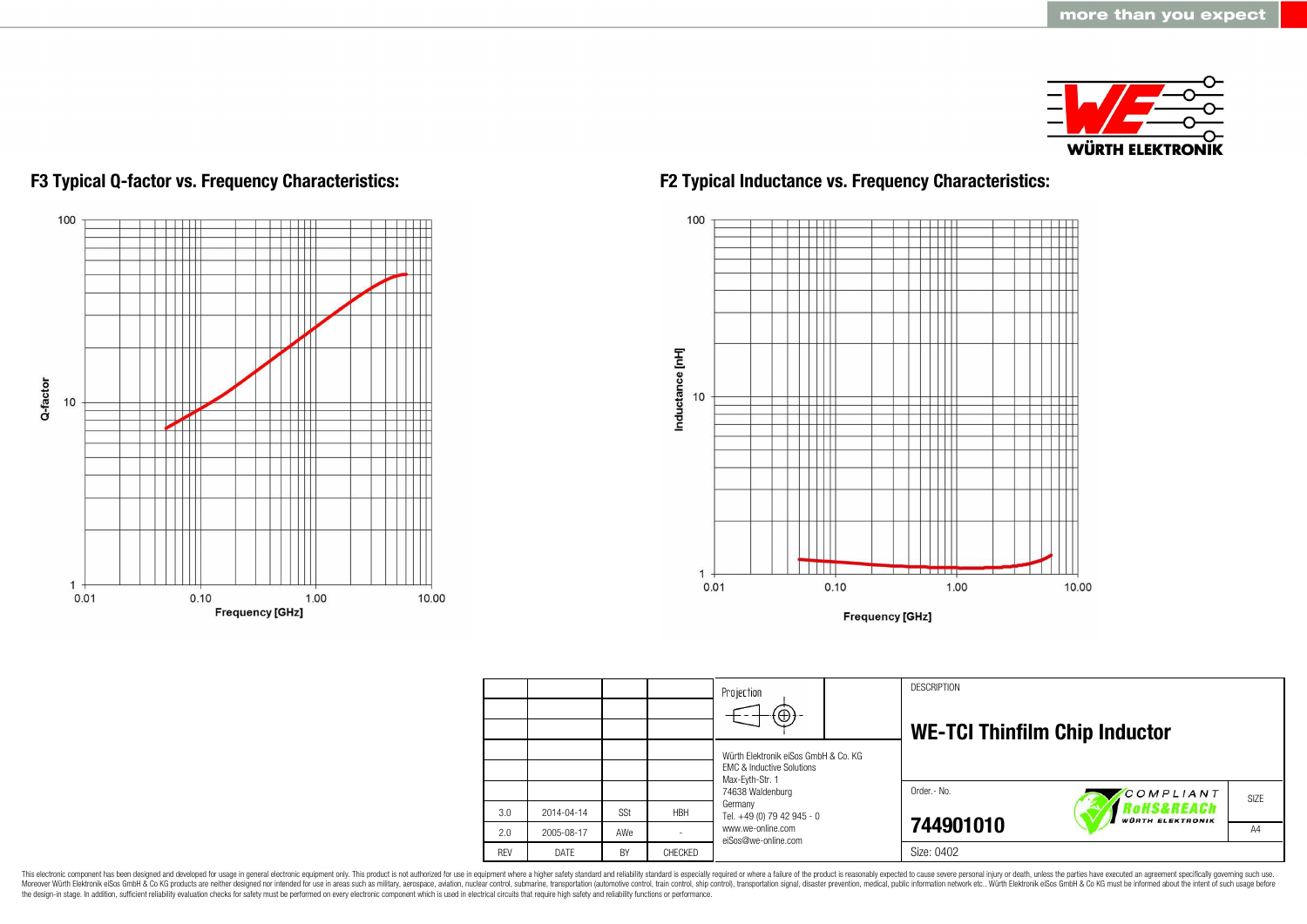## F3 Typical Q-factor vs. Frequency Characteristics:

Q-factor: 1, 10, 100

Frequency [GHz]: 0.01, 0.10, 1.00, 10.00

## F2 Typical Inductance vs. Frequency Characteristics:

Inductance [nH]: 1, 10, 100

Frequency [GHz]: 0.01, 0.10, 1.00, 10.00

| | | | | Projection | DESCRIPTION |
|---|---|---|---|---|---|
| | | | | | **WE-TCI Thinfilm Chip Inductor** |
| 3.0 | 2014-04-14 | SSt | HBH | Würth Elektronik eiSos GmbH & Co. KG<br>EMC & Inductive Solutions<br>Max-Eyth-Str. 1<br>74638 Waldenburg<br>Germany<br>Tel. +49 (0) 79 42 945 - 0<br>www.we-online.com<br>eiSos@we-online.com | Order.- No. **744901010** |
| 2.0 | 2005-08-17 | AWe | - | | SIZE A4 |
| REV | DATE | BY | CHECKED | | Size: 0402 |

This electronic component has been designed and developed for usage in general electronic equipment only. This product is not authorized for use in equipment where a higher safety standard and reliability standard is especially required or where a failure of the product is reasonably expected to cause severe personal injury or death, unless the parties have executed an agreement specifically governing such use. Moreover Würth Elektronik eiSos GmbH & Co KG products are neither designed nor intended for use in areas such as military, aerospace, aviation, nuclear control, submarine, transportation (automotive control, train control, ship control), transportation signal, disaster prevention, medical, public information network etc.. Würth Elektronik eiSos GmbH & Co KG must be informed about the intent of such usage before the design-in stage. In addition, sufficient reliability evaluation checks for safety must be performed on every electronic component which is used in electrical circuits that require high safety and reliability functions or performance.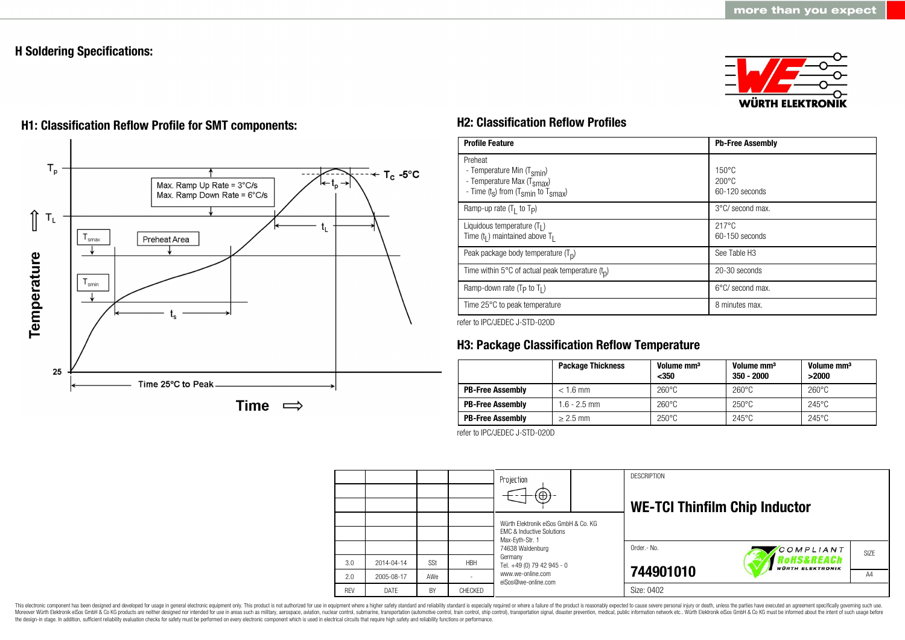## H Soldering Specifications:

### H1: Classification Reflow Profile for SMT components:

$T_p$

$T_C$ -5°C

$t_p$

Max. Ramp Up Rate = 3°C/s
Max. Ramp Down Rate = 6°C/s

$T_L$

$t_L$

$T_{smax}$

Preheat Area

$T_{smin}$

$t_s$

Temperature

25

Time 25°C to Peak

Time ⇒

### H2: Classification Reflow Profiles

| Profile Feature | Pb-Free Assembly |
|---|---|
| Preheat<br>- Temperature Min ($T_{smin}$)<br>- Temperature Max ($T_{smax}$)<br>- Time ($t_s$) from ($T_{smin}$ to $T_{smax}$) | <br>150°C<br>200°C<br>60-120 seconds |
| Ramp-up rate ($T_L$ to $T_P$) | 3°C/ second max. |
| Liquidous temperature ($T_L$)<br>Time ($t_L$) maintained above $T_L$ | 217°C<br>60-150 seconds |
| Peak package body temperature ($T_p$) | See Table H3 |
| Time within 5°C of actual peak temperature ($t_p$) | 20-30 seconds |
| Ramp-down rate ($T_P$ to $T_L$) | 6°C/ second max. |
| Time 25°C to peak temperature | 8 minutes max. |

refer to IPC/JEDEC J-STD-020D

### H3: Package Classification Reflow Temperature

| | Package Thickness | Volume mm³ <350 | Volume mm³ 350 - 2000 | Volume mm³ >2000 |
|---|---|---|---|---|
| **PB-Free Assembly** | < 1.6 mm | 260°C | 260°C | 260°C |
| **PB-Free Assembly** | 1.6 - 2.5 mm | 260°C | 250°C | 245°C |
| **PB-Free Assembly** | ≥ 2.5 mm | 250°C | 245°C | 245°C |

refer to IPC/JEDEC J-STD-020D

| REV | DATE | BY | CHECKED |
|---|---|---|---|
| 3.0 | 2014-04-14 | SSt | HBH |
| 2.0 | 2005-08-17 | AWe | - |

Projection

Würth Elektronik eiSos GmbH & Co. KG
EMC & Inductive Solutions
Max-Eyth-Str. 1
74638 Waldenburg
Germany
Tel. +49 (0) 79 42 945 - 0
www.we-online.com
eiSos@we-online.com

DESCRIPTION

**WE-TCI Thinfilm Chip Inductor**

Order.- No.

**744901010**

COMPLIANT RoHS&REACh WÜRTH ELEKTRONIK

SIZE A4

Size: 0402

This electronic component has been designed and developed for usage in general electronic equipment only. This product is not authorized for use in equipment where a higher safety standard and reliability standard is especially required or where a failure of the product is reasonably expected to cause severe personal injury or death, unless the parties have executed an agreement specifically governing such use. Moreover Würth Elektronik eiSos GmbH & Co KG products are neither designed nor intended for use in areas such as military, aerospace, aviation, nuclear control, submarine, transportation (automotive control, train control, ship control), transportation signal, disaster prevention, medical, public information network etc.. Würth Elektronik eiSos GmbH & Co KG must be informed about the intent of such usage before the design-in stage. In addition, sufficient reliability evaluation checks for safety must be performed on every electronic component which is used in electrical circuits that require high safety and reliability functions or performance.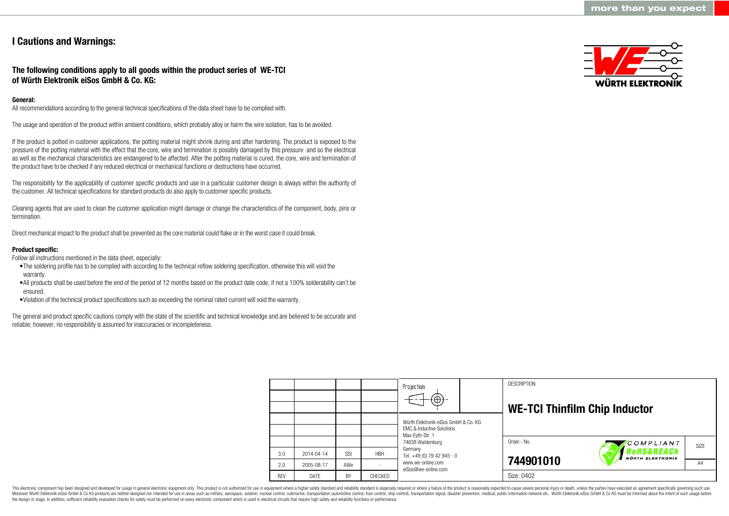# I Cautions and Warnings:

## The following conditions apply to all goods within the product series of WE-TCI of Würth Elektronik eiSos GmbH & Co. KG:

**General:**

All recommendations according to the general technical specifications of the data sheet have to be complied with.

The usage and operation of the product within ambient conditions, which probably alloy or harm the wire isolation, has to be avoided.

If the product is potted in customer applications, the potting material might shrink during and after hardening. The product is exposed to the pressure of the potting material with the effect that the core, wire and termination is possibly damaged by this pressure and so the electrical as well as the mechanical characteristics are endangered to be affected. After the potting material is cured, the core, wire and termination of the product have to be checked if any reduced electrical or mechanical functions or destructions have occurred.

The responsibility for the applicability of customer specific products and use in a particular customer design is always within the authority of the customer. All technical specifications for standard products do also apply to customer specific products.

Cleaning agents that are used to clean the customer application might damage or change the characteristics of the component, body, pins or termination.

Direct mechanical impact to the product shall be prevented as the core material could flake or in the worst case it could break.

**Product specific:**

Follow all instructions mentioned in the data sheet, especially:

- The soldering profile has to be complied with according to the technical reflow soldering specification, otherwise this will void the warranty.
- All products shall be used before the end of the period of 12 months based on the product date code, if not a 100% solderability can´t be ensured.
- Violation of the technical product specifications such as exceeding the nominal rated current will void the warranty.

The general and product specific cautions comply with the state of the scientific and technical knowledge and are believed to be accurate and reliable; however, no responsibility is assumed for inaccuracies or incompleteness.

| REV | DATE | BY | CHECKED |
|---|---|---|---|
| 3.0 | 2014-04-14 | SSt | HBH |
| 2.0 | 2005-08-17 | AWe | - |

Würth Elektronik eiSos GmbH & Co. KG
EMC & Inductive Solutions
Max-Eyth-Str. 1
74638 Waldenburg
Germany
Tel. +49 (0) 79 42 945 - 0
www.we-online.com
eiSos@we-online.com

DESCRIPTION: **WE-TCI Thinfilm Chip Inductor**

Order.- No.: **744901010**

Size: 0402

SIZE: A4

This electronic component has been designed and developed for usage in general electronic equipment only. This product is not authorized for use in equipment where a higher safety standard and reliability standard is especially required or where a failure of the product is reasonably expected to cause severe personal injury or death, unless the parties have executed an agreement specifically governing such use. Moreover Würth Elektronik eiSos GmbH & Co KG products are neither designed nor intended for use in areas such as military, aerospace, aviation, nuclear control, submarine, transportation (automotive control, train control, ship control), transportation signal, disaster prevention, medical, public information network etc.. Würth Elektronik eiSos GmbH & Co KG must be informed about the intent of such usage before the design-in stage. In addition, sufficient reliability evaluation checks for safety must be performed on every electronic component which is used in electrical circuits that require high safety and reliability functions or performance.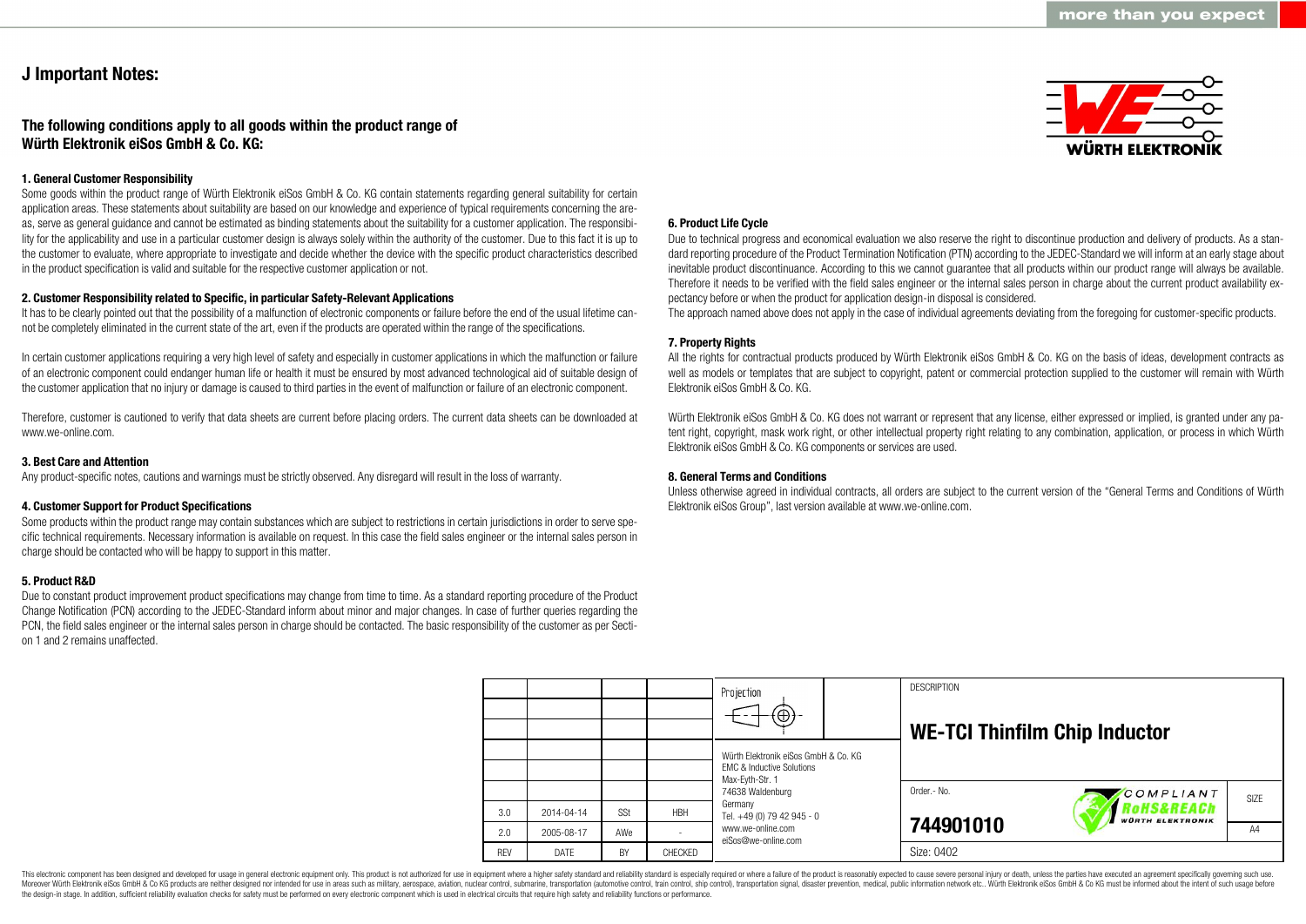# J Important Notes:

## The following conditions apply to all goods within the product range of Würth Elektronik eiSos GmbH & Co. KG:

### 1. General Customer Responsibility

Some goods within the product range of Würth Elektronik eiSos GmbH & Co. KG contain statements regarding general suitability for certain application areas. These statements about suitability are based on our knowledge and experience of typical requirements concerning the areas, serve as general guidance and cannot be estimated as binding statements about the suitability for a customer application. The responsibility for the applicability and use in a particular customer design is always solely within the authority of the customer. Due to this fact it is up to the customer to evaluate, where appropriate to investigate and decide whether the device with the specific product characteristics described in the product specification is valid and suitable for the respective customer application or not.

### 2. Customer Responsibility related to Specific, in particular Safety-Relevant Applications

It has to be clearly pointed out that the possibility of a malfunction of electronic components or failure before the end of the usual lifetime cannot be completely eliminated in the current state of the art, even if the products are operated within the range of the specifications.

In certain customer applications requiring a very high level of safety and especially in customer applications in which the malfunction or failure of an electronic component could endanger human life or health it must be ensured by most advanced technological aid of suitable design of the customer application that no injury or damage is caused to third parties in the event of malfunction or failure of an electronic component.

Therefore, customer is cautioned to verify that data sheets are current before placing orders. The current data sheets can be downloaded at www.we-online.com.

### 3. Best Care and Attention

Any product-specific notes, cautions and warnings must be strictly observed. Any disregard will result in the loss of warranty.

### 4. Customer Support for Product Specifications

Some products within the product range may contain substances which are subject to restrictions in certain jurisdictions in order to serve specific technical requirements. Necessary information is available on request. In this case the field sales engineer or the internal sales person in charge should be contacted who will be happy to support in this matter.

### 5. Product R&D

Due to constant product improvement product specifications may change from time to time. As a standard reporting procedure of the Product Change Notification (PCN) according to the JEDEC-Standard inform about minor and major changes. In case of further queries regarding the PCN, the field sales engineer or the internal sales person in charge should be contacted. The basic responsibility of the customer as per Section 1 and 2 remains unaffected.

### 6. Product Life Cycle

Due to technical progress and economical evaluation we also reserve the right to discontinue production and delivery of products. As a standard reporting procedure of the Product Termination Notification (PTN) according to the JEDEC-Standard we will inform at an early stage about inevitable product discontinuance. According to this we cannot guarantee that all products within our product range will always be available. Therefore it needs to be verified with the field sales engineer or the internal sales person in charge about the current product availability expectancy before or when the product for application design-in disposal is considered.

The approach named above does not apply in the case of individual agreements deviating from the foregoing for customer-specific products.

### 7. Property Rights

All the rights for contractual products produced by Würth Elektronik eiSos GmbH & Co. KG on the basis of ideas, development contracts as well as models or templates that are subject to copyright, patent or commercial protection supplied to the customer will remain with Würth Elektronik eiSos GmbH & Co. KG.

Würth Elektronik eiSos GmbH & Co. KG does not warrant or represent that any license, either expressed or implied, is granted under any patent right, copyright, mask work right, or other intellectual property right relating to any combination, application, or process in which Würth Elektronik eiSos GmbH & Co. KG components or services are used.

### 8. General Terms and Conditions

Unless otherwise agreed in individual contracts, all orders are subject to the current version of the "General Terms and Conditions of Würth Elektronik eiSos Group", last version available at www.we-online.com.

| REV | DATE | BY | CHECKED |
|---|---|---|---|
| 3.0 | 2014-04-14 | SSt | HBH |
| 2.0 | 2005-08-17 | AWe | - |

Projection

Würth Elektronik eiSos GmbH & Co. KG
EMC & Inductive Solutions
Max-Eyth-Str. 1
74638 Waldenburg
Germany
Tel. +49 (0) 79 42 945 - 0
www.we-online.com
eiSos@we-online.com

DESCRIPTION

**WE-TCI Thinfilm Chip Inductor**

Order.- No.

**744901010**

COMPLIANT RoHS&REACh WÜRTH ELEKTRONIK

SIZE A4

Size: 0402

This electronic component has been designed and developed for usage in general electronic equipment only. This product is not authorized for use in equipment where a higher safety standard and reliability standard is especially required or where a failure of the product is reasonably expected to cause severe personal injury or death, unless the parties have executed an agreement specifically governing such use. Moreover Würth Elektronik eiSos GmbH & Co KG products are neither designed nor intended for use in areas such as military, aerospace, aviation, nuclear control, submarine, transportation (automotive control, train control, ship control), transportation signal, disaster prevention, medical, public information network etc.. Würth Elektronik eiSos GmbH & Co KG must be informed about the intent of such usage before the design-in stage. In addition, sufficient reliability evaluation checks for safety must be performed on every electronic component which is used in electrical circuits that require high safety and reliability functions or performance.